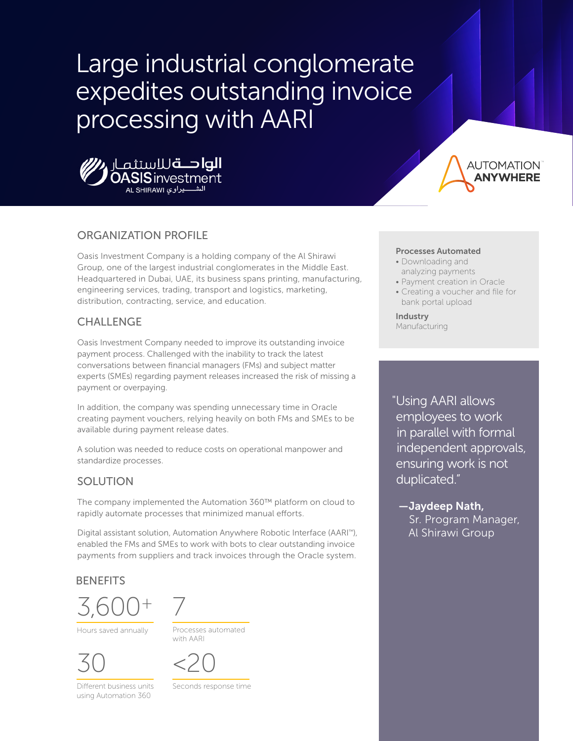# Large industrial conglomerate expedites outstanding invoice processing with AARI

الواحــة للاستثمار
OASIS investment
AL SHIRAWI الشـــــيراوي

AUTOMATION ANYWHERE

## ORGANIZATION PROFILE

Oasis Investment Company is a holding company of the Al Shirawi Group, one of the largest industrial conglomerates in the Middle East. Headquartered in Dubai, UAE, its business spans printing, manufacturing, engineering services, trading, transport and logistics, marketing, distribution, contracting, service, and education.

## CHALLENGE

Oasis Investment Company needed to improve its outstanding invoice payment process. Challenged with the inability to track the latest conversations between financial managers (FMs) and subject matter experts (SMEs) regarding payment releases increased the risk of missing a payment or overpaying.

In addition, the company was spending unnecessary time in Oracle creating payment vouchers, relying heavily on both FMs and SMEs to be available during payment release dates.

A solution was needed to reduce costs on operational manpower and standardize processes.

## SOLUTION

The company implemented the Automation 360™ platform on cloud to rapidly automate processes that minimized manual efforts.

Digital assistant solution, Automation Anywhere Robotic Interface (AARI™), enabled the FMs and SMEs to work with bots to clear outstanding invoice payments from suppliers and track invoices through the Oracle system.

## BENEFITS

**3,600+**
Hours saved annually

**7**
Processes automated with AARI

**30**
Different business units using Automation 360

**<20**
Seconds response time

**Processes Automated**

- Downloading and analyzing payments
- Payment creation in Oracle
- Creating a voucher and file for bank portal upload

**Industry**
Manufacturing

"Using AARI allows employees to work in parallel with formal independent approvals, ensuring work is not duplicated."

**—Jaydeep Nath,**
Sr. Program Manager,
Al Shirawi Group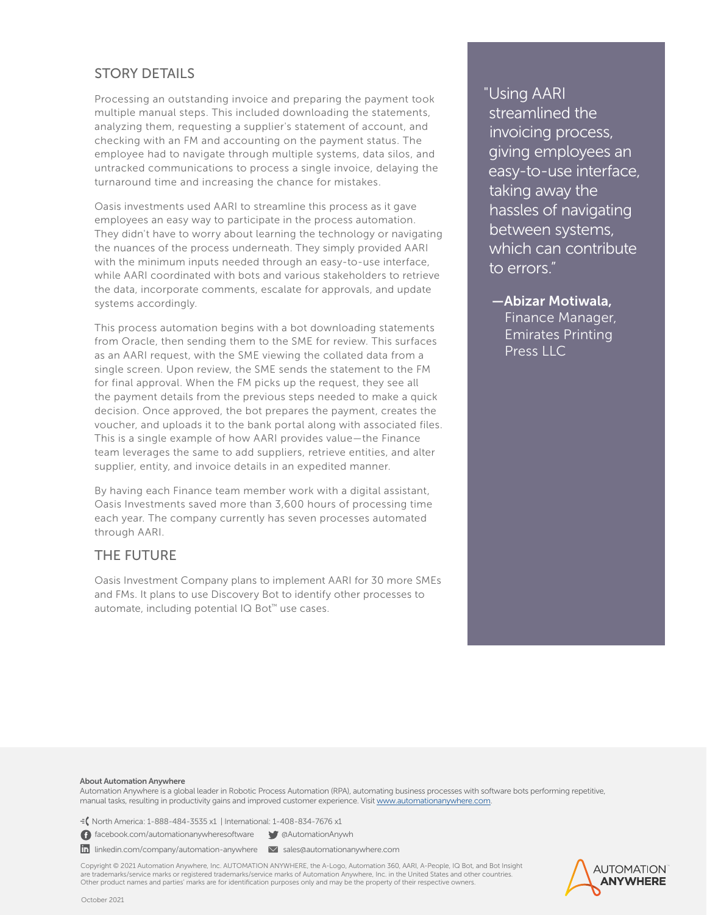## STORY DETAILS

Processing an outstanding invoice and preparing the payment took multiple manual steps. This included downloading the statements, analyzing them, requesting a supplier's statement of account, and checking with an FM and accounting on the payment status. The employee had to navigate through multiple systems, data silos, and untracked communications to process a single invoice, delaying the turnaround time and increasing the chance for mistakes.

Oasis investments used AARI to streamline this process as it gave employees an easy way to participate in the process automation. They didn't have to worry about learning the technology or navigating the nuances of the process underneath. They simply provided AARI with the minimum inputs needed through an easy-to-use interface, while AARI coordinated with bots and various stakeholders to retrieve the data, incorporate comments, escalate for approvals, and update systems accordingly.

This process automation begins with a bot downloading statements from Oracle, then sending them to the SME for review. This surfaces as an AARI request, with the SME viewing the collated data from a single screen. Upon review, the SME sends the statement to the FM for final approval. When the FM picks up the request, they see all the payment details from the previous steps needed to make a quick decision. Once approved, the bot prepares the payment, creates the voucher, and uploads it to the bank portal along with associated files. This is a single example of how AARI provides value—the Finance team leverages the same to add suppliers, retrieve entities, and alter supplier, entity, and invoice details in an expedited manner.

By having each Finance team member work with a digital assistant, Oasis Investments saved more than 3,600 hours of processing time each year. The company currently has seven processes automated through AARI.

## THE FUTURE

Oasis Investment Company plans to implement AARI for 30 more SMEs and FMs. It plans to use Discovery Bot to identify other processes to automate, including potential IQ Bot™ use cases.

> "Using AARI streamlined the invoicing process, giving employees an easy-to-use interface, taking away the hassles of navigating between systems, which can contribute to errors."
>
> **—Abizar Motiwala,** Finance Manager, Emirates Printing Press LLC

**About Automation Anywhere**
Automation Anywhere is a global leader in Robotic Process Automation (RPA), automating business processes with software bots performing repetitive, manual tasks, resulting in productivity gains and improved customer experience. Visit www.automationanywhere.com.

North America: 1-888-484-3535 x1 | International: 1-408-834-7676 x1

facebook.com/automationanywheresoftware   @AutomationAnywh

linkedin.com/company/automation-anywhere   sales@automationanywhere.com

Copyright © 2021 Automation Anywhere, Inc. AUTOMATION ANYWHERE, the A-Logo, Automation 360, AARI, A-People, IQ Bot, and Bot Insight are trademarks/service marks or registered trademarks/service marks of Automation Anywhere, Inc. in the United States and other countries. Other product names and parties' marks are for identification purposes only and may be the property of their respective owners.

AUTOMATION ANYWHERE

October 2021